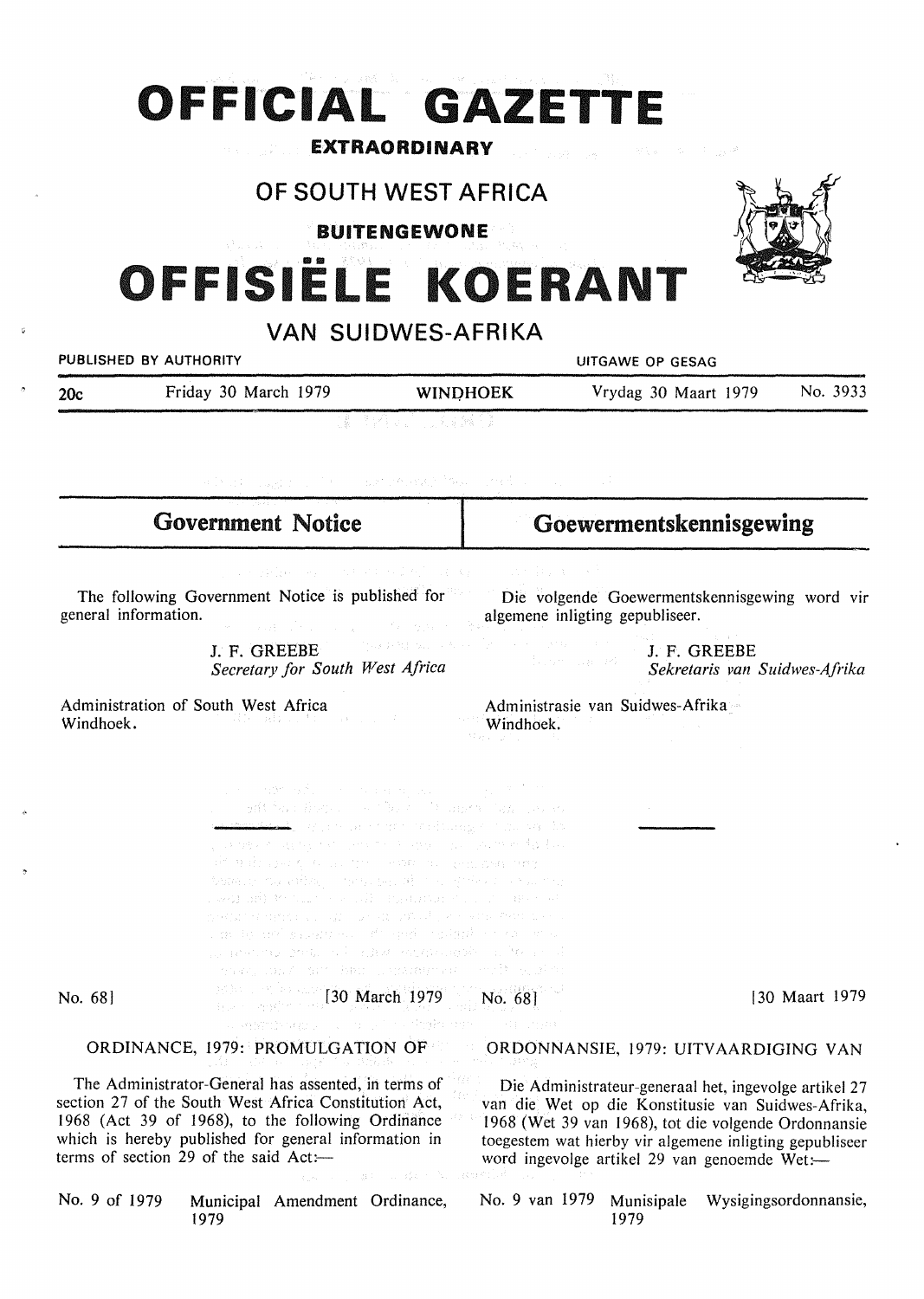# OFFICIAL GAZETTE

**EXTRAORDINARY**

## OF SOUTH WEST AFRICA

**BUITENGEWONE**

# OFFISIËLE KOERANT

## VAN SUIDWES-AFRIKA

PUBLISHED BY AUTHORITY — UITGAWE OP GESAG

20c — Friday 30 March 1979 — WINDHOEK — Vrydag 30 Maart 1979 — No. 3933

## Government Notice

The following Government Notice is published for general information.

J. F. GREEBE
*Secretary for South West Africa*

Administration of South West Africa
Windhoek.

No. 68] [30 March 1979

ORDINANCE, 1979: PROMULGATION OF

The Administrator-General has assented, in terms of section 27 of the South West Africa Constitution Act, 1968 (Act 39 of 1968), to the following Ordinance which is hereby published for general information in terms of section 29 of the said Act:—

No. 9 of 1979 Municipal Amendment Ordinance, 1979

## Goewermentskennisgewing

Die volgende Goewermentskennisgewing word vir algemene inligting gepubliseer.

J. F. GREEBE
*Sekretaris van Suidwes-Afrika*

Administrasie van Suidwes-Afrika
Windhoek.

No. 68] [30 Maart 1979

ORDONNANSIE, 1979: UITVAARDIGING VAN

Die Administrateur-generaal het, ingevolge artikel 27 van die Wet op die Konstitusie van Suidwes-Afrika, 1968 (Wet 39 van 1968), tot die volgende Ordonnansie toegestem wat hierby vir algemene inligting gepubliseer word ingevolge artikel 29 van genoemde Wet:—

No. 9 van 1979 Munisipale Wysigingsordonnansie, 1979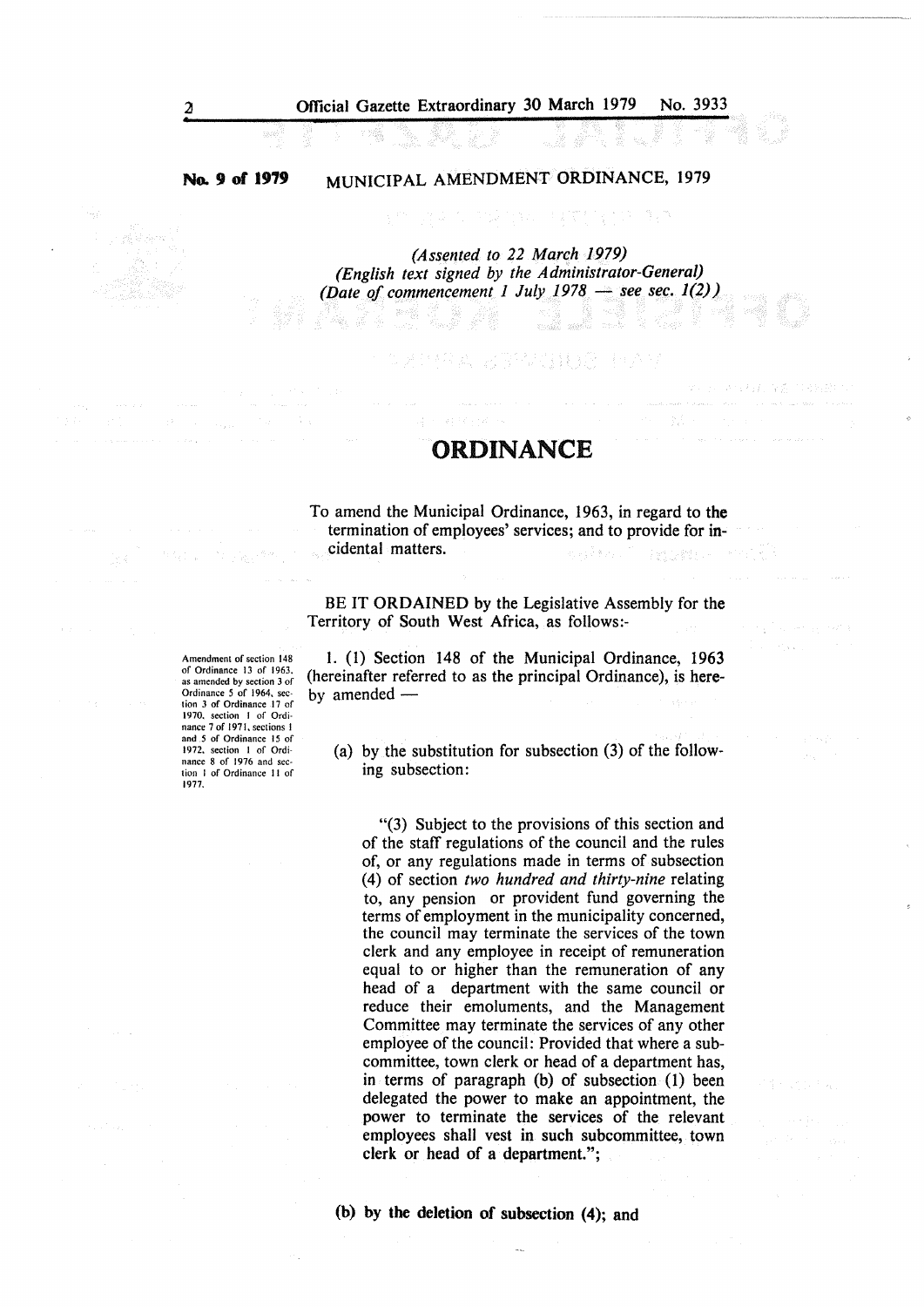**No. 9 of 1979** MUNICIPAL AMENDMENT ORDINANCE, 1979

*(Assented to 22 March 1979)*
*(English text signed by the Administrator-General)*
*(Date of commencement 1 July 1978 — see sec. 1(2))*

# ORDINANCE

To amend the Municipal Ordinance, 1963, in regard to the termination of employees' services; and to provide for incidental matters.

BE IT ORDAINED by the Legislative Assembly for the Territory of South West Africa, as follows:-

Amendment of section 148 of Ordinance 13 of 1963, as amended by section 3 of Ordinance 5 of 1964, section 3 of Ordinance 17 of 1970, section 1 of Ordinance 7 of 1971, sections 1 and 5 of Ordinance 15 of 1972, section 1 of Ordinance 8 of 1976 and section 1 of Ordinance 11 of 1977.

1. (1) Section 148 of the Municipal Ordinance, 1963 (hereinafter referred to as the principal Ordinance), is hereby amended —

(a) by the substitution for subsection (3) of the following subsection:

"(3) Subject to the provisions of this section and of the staff regulations of the council and the rules of, or any regulations made in terms of subsection (4) of section *two hundred and thirty-nine* relating to, any pension or provident fund governing the terms of employment in the municipality concerned, the council may terminate the services of the town clerk and any employee in receipt of remuneration equal to or higher than the remuneration of any head of a department with the same council or reduce their emoluments, and the Management Committee may terminate the services of any other employee of the council: Provided that where a subcommittee, town clerk or head of a department has, in terms of paragraph (b) of subsection (1) been delegated the power to make an appointment, the power to terminate the services of the relevant employees shall vest in such subcommittee, town clerk or head of a department.";

(b) by the deletion of subsection (4); and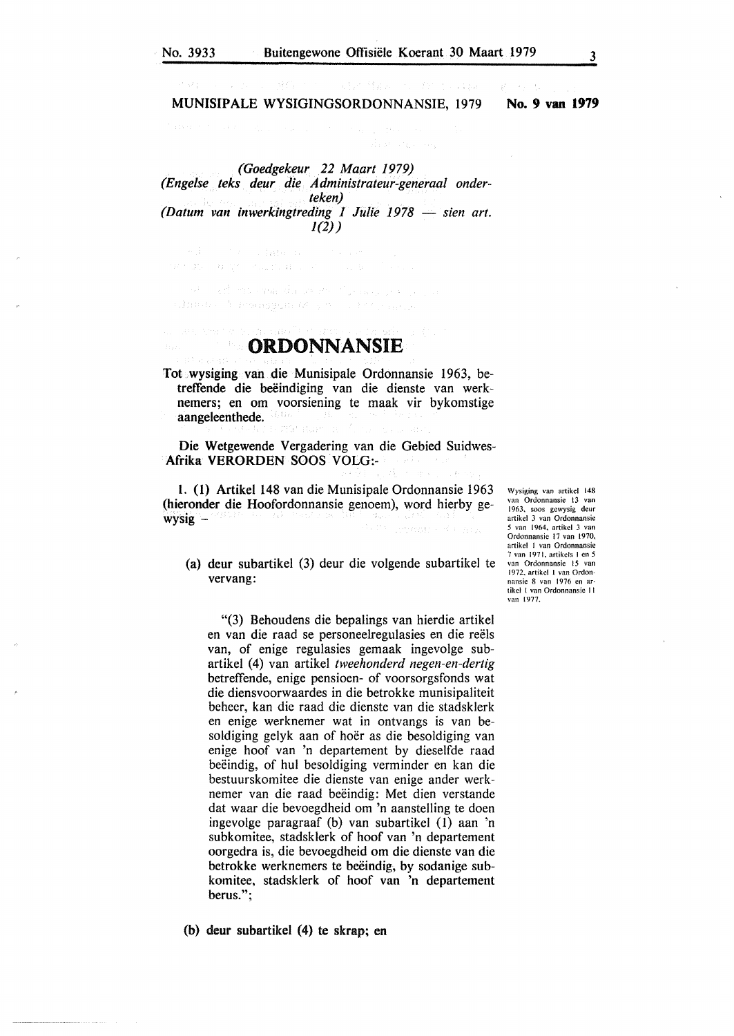MUNISIPALE WYSIGINGSORDONNANSIE, 1979 **No. 9 van 1979**

*(Goedgekeur 22 Maart 1979)*
*(Engelse teks deur die Administrateur-generaal onderteken)*
*(Datum van inwerkingtreding 1 Julie 1978 — sien art. 1(2))*

# ORDONNANSIE

Tot wysiging van die Munisipale Ordonnansie 1963, betreffende die beëindiging van die dienste van werknemers; en om voorsiening te maak vir bykomstige aangeleenthede.

Die Wetgewende Vergadering van die Gebied Suidwes-Afrika VERORDEN SOOS VOLG:-

Wysiging van artikel 148 van Ordonnansie 13 van 1963, soos gewysig deur artikel 3 van Ordonnansie 5 van 1964, artikel 3 van Ordonnansie 17 van 1970, artikel 1 van Ordonnansie 7 van 1971, artikels 1 en 5 van Ordonnansie 15 van 1972, artikel 1 van Ordonnansie 8 van 1976 en artikel 1 van Ordonnansie 11 van 1977.

1. (1) Artikel 148 van die Munisipale Ordonnansie 1963 (hieronder die Hoofordonnansie genoem), word hierby gewysig –

(a) deur subartikel (3) deur die volgende subartikel te vervang:

"(3) Behoudens die bepalings van hierdie artikel en van die raad se personeelregulasies en die reëls van, of enige regulasies gemaak ingevolge subartikel (4) van artikel *tweehonderd negen-en-dertig* betreffende, enige pensioen- of voorsorgsfonds wat die diensvoorwaardes in die betrokke munisipaliteit beheer, kan die raad die dienste van die stadsklerk en enige werknemer wat in ontvangs is van besoldiging gelyk aan of hoër as die besoldiging van enige hoof van 'n departement by dieselfde raad beëindig, of hul besoldiging verminder en kan die bestuurskomitee die dienste van enige ander werknemer van die raad beëindig: Met dien verstande dat waar die bevoegdheid om 'n aanstelling te doen ingevolge paragraaf (b) van subartikel (1) aan 'n subkomitee, stadsklerk of hoof van 'n departement oorgedra is, die bevoegdheid om die dienste van die betrokke werknemers te beëindig, by sodanige subkomitee, stadsklerk of hoof van 'n departement berus.";

(b) deur subartikel (4) te skrap; en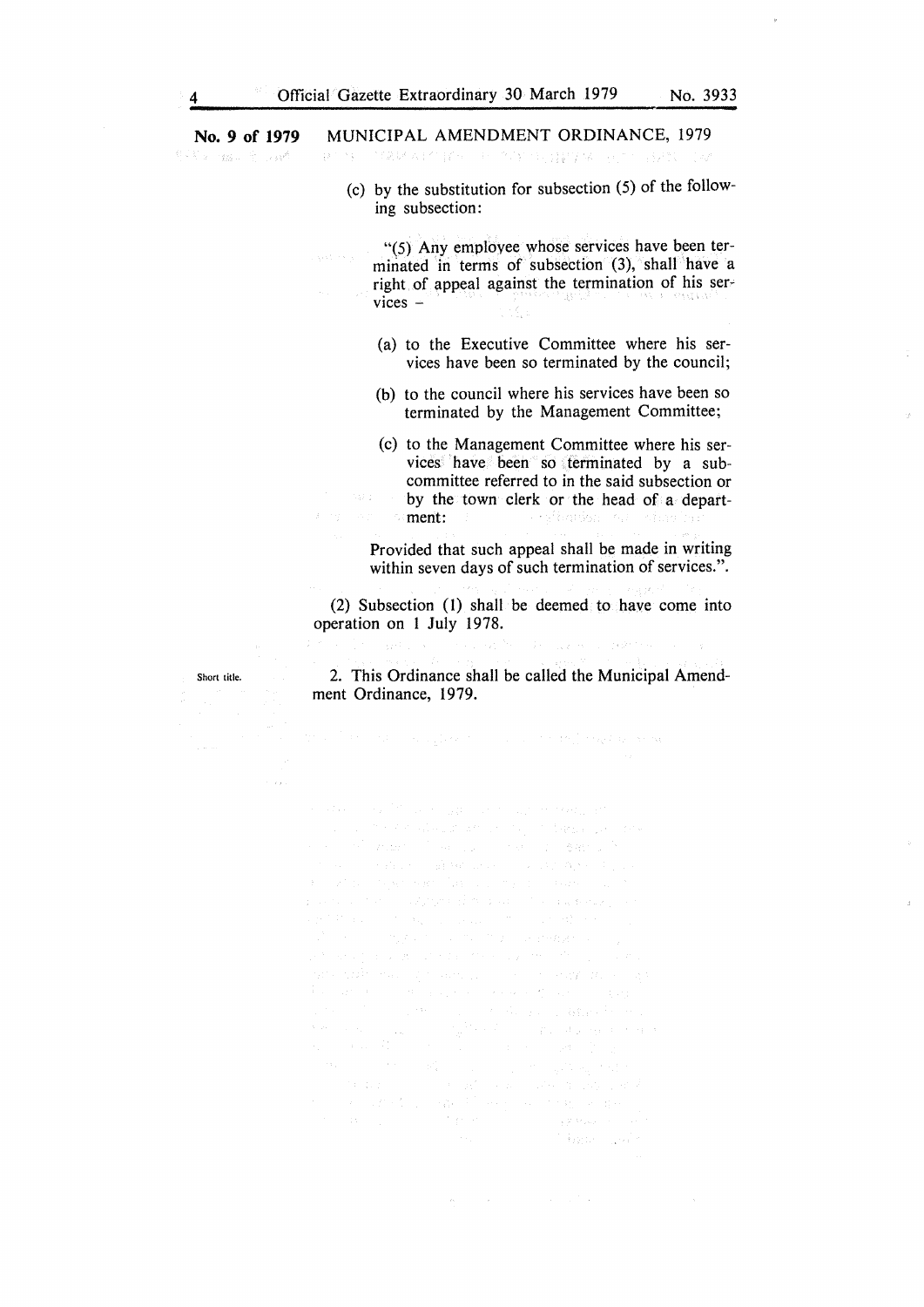**No. 9 of 1979** MUNICIPAL AMENDMENT ORDINANCE, 1979

(c) by the substitution for subsection (5) of the following subsection:

"(5) Any employee whose services have been terminated in terms of subsection (3), shall have a right of appeal against the termination of his services –

(a) to the Executive Committee where his services have been so terminated by the council;

(b) to the council where his services have been so terminated by the Management Committee;

(c) to the Management Committee where his services have been so terminated by a subcommittee referred to in the said subsection or by the town clerk or the head of a department:

Provided that such appeal shall be made in writing within seven days of such termination of services.".

(2) Subsection (1) shall be deemed to have come into operation on 1 July 1978.

Short title.

2. This Ordinance shall be called the Municipal Amendment Ordinance, 1979.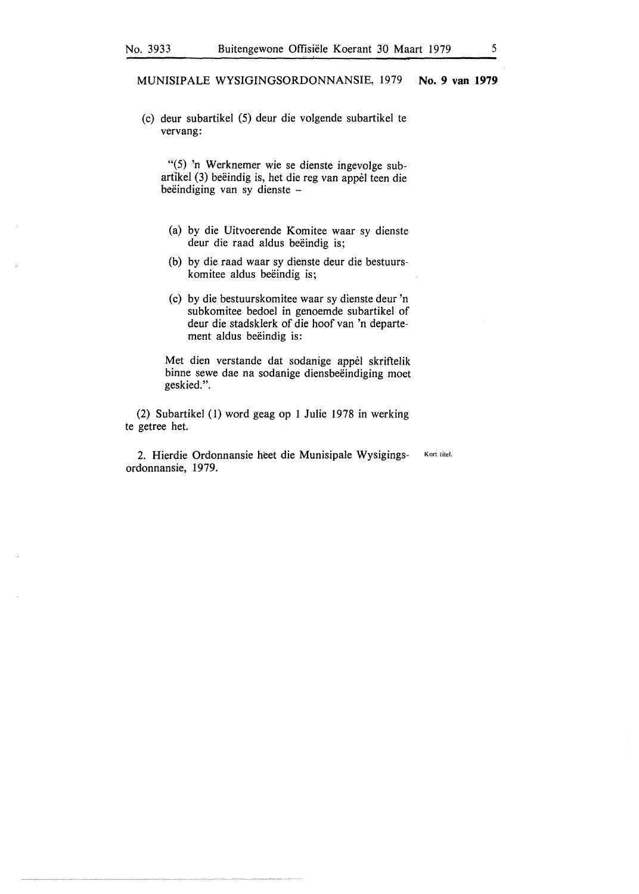(c) deur subartikel (5) deur die volgende subartikel te vervang:

"(5) 'n Werknemer wie se dienste ingevolge subartikel (3) beëindig is, het die reg van appèl teen die beëindiging van sy dienste –

(a) by die Uitvoerende Komitee waar sy dienste deur die raad aldus beëindig is;

(b) by die raad waar sy dienste deur die bestuurskomitee aldus beëindig is;

(c) by die bestuurskomitee waar sy dienste deur 'n subkomitee bedoel in genoemde subartikel of deur die stadsklerk of die hoof van 'n departement aldus beëindig is:

Met dien verstande dat sodanige appèl skriftelik binne sewe dae na sodanige diensbeëindiging moet geskied.".

(2) Subartikel (1) word geag op 1 Julie 1978 in werking te getree het.

Kort titel.

2. Hierdie Ordonnansie heet die Munisipale Wysigingsordonnansie, 1979.